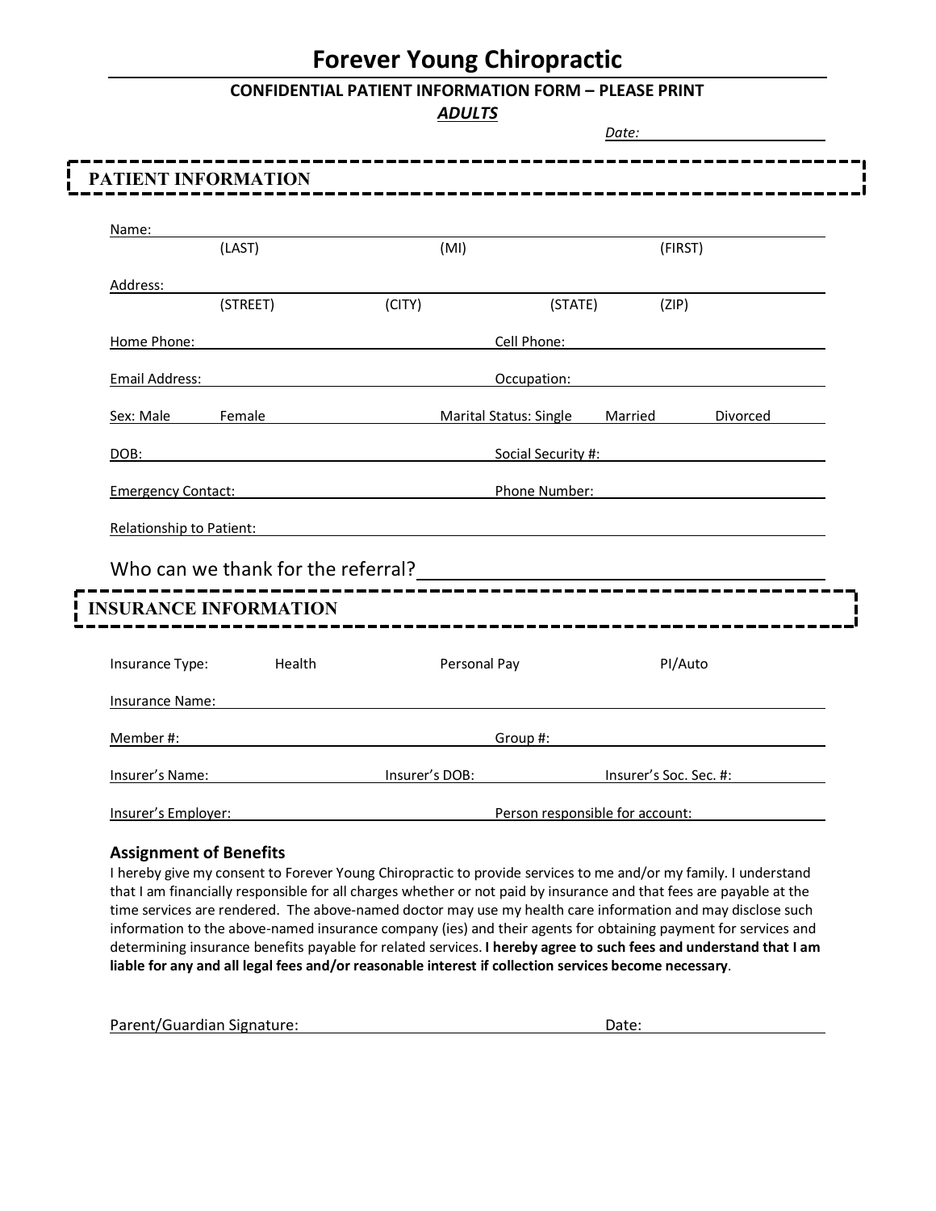# Forever Young Chiropractic

**CONFIDENTIAL PATIENT INFORMATION FORM – PLEASE PRINT**

***ADULTS***

*Date:* ____________________

## PATIENT INFORMATION

Name: ______________________________________________
(LAST) (MI) (FIRST)

Address: ______________________________________________
(STREET) (CITY) (STATE) (ZIP)

Home Phone: ____________________ Cell Phone: ____________________

Email Address: ____________________ Occupation: ____________________

Sex: Male Female Marital Status: Single Married Divorced

DOB: ____________________ Social Security #: ____________________

Emergency Contact: ____________________ Phone Number: ____________________

Relationship to Patient: ______________________________________________

Who can we thank for the referral? ____________________

## INSURANCE INFORMATION

Insurance Type: Health Personal Pay PI/Auto

Insurance Name: ______________________________________________

Member #: ____________________ Group #: ____________________

Insurer's Name: ____________ Insurer's DOB: ____________ Insurer's Soc. Sec. #: ____________

Insurer's Employer: ____________________ Person responsible for account: ____________________

### Assignment of Benefits

I hereby give my consent to Forever Young Chiropractic to provide services to me and/or my family. I understand that I am financially responsible for all charges whether or not paid by insurance and that fees are payable at the time services are rendered. The above-named doctor may use my health care information and may disclose such information to the above-named insurance company (ies) and their agents for obtaining payment for services and determining insurance benefits payable for related services. **I hereby agree to such fees and understand that I am liable for any and all legal fees and/or reasonable interest if collection services become necessary**.

Parent/Guardian Signature: ____________________ Date: ____________________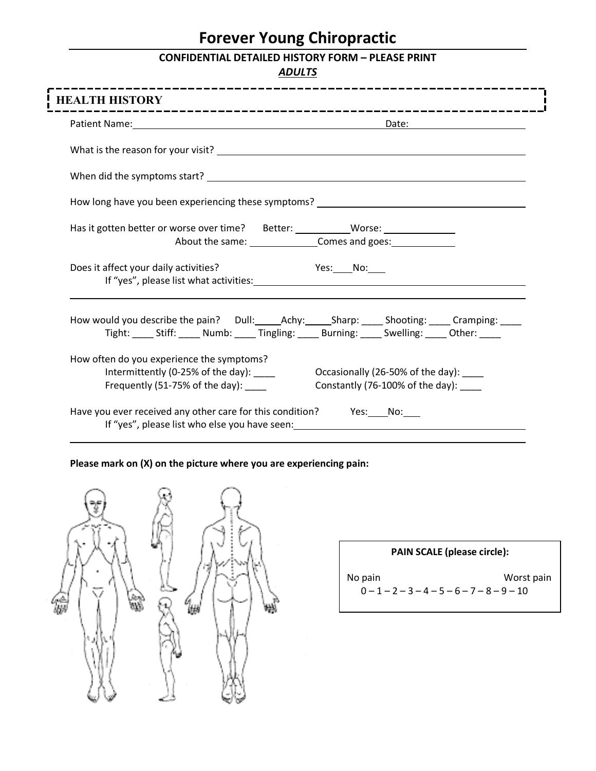# Forever Young Chiropractic

**CONFIDENTIAL DETAILED HISTORY FORM – PLEASE PRINT**

***ADULTS***

## HEALTH HISTORY

Patient Name:______________________________ Date:______________

What is the reason for your visit? ______________________________

When did the symptoms start? ______________________________

How long have you been experiencing these symptoms? ______________________________

Has it gotten better or worse over time? Better: __________ Worse: __________
About the same: __________ Comes and goes: __________

Does it affect your daily activities? Yes:____ No:____
If "yes", please list what activities: ______________________________

How would you describe the pain? Dull:____ Achy:____ Sharp: ____ Shooting: ____ Cramping: ____
Tight: ____ Stiff: ____ Numb: ____ Tingling: ____ Burning: ____ Swelling: ____ Other: ____

How often do you experience the symptoms?
Intermittently (0-25% of the day): ____ Occasionally (26-50% of the day): ____
Frequently (51-75% of the day): ____ Constantly (76-100% of the day): ____

Have you ever received any other care for this condition? Yes:____ No:____
If "yes", please list who else you have seen: ______________________________

**Please mark on (X) on the picture where you are experiencing pain:**

**PAIN SCALE (please circle):**

No pain Worst pain
0 – 1 – 2 – 3 – 4 – 5 – 6 – 7 – 8 – 9 – 10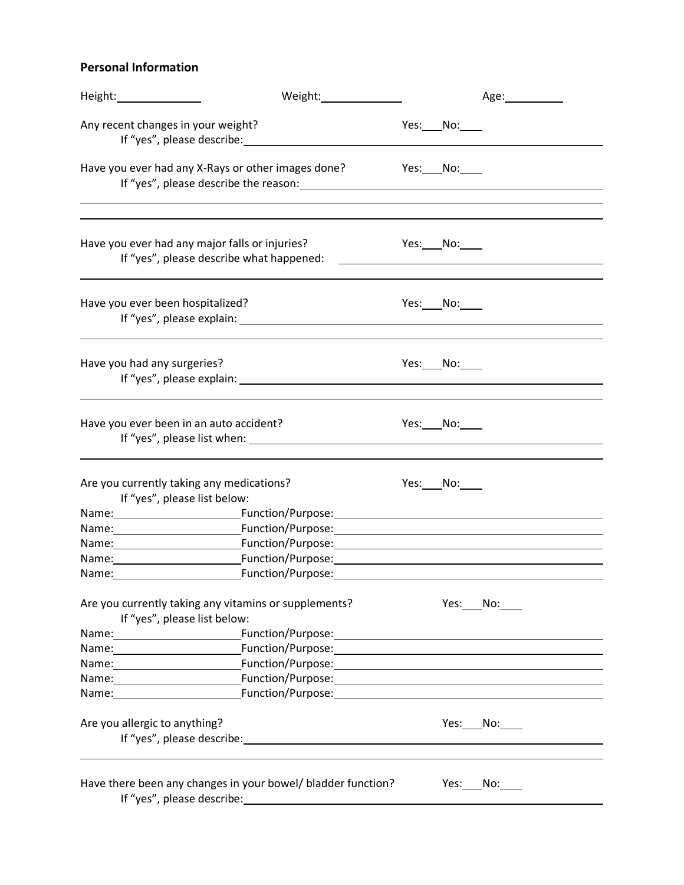## Personal Information

Height:______________ Weight:______________ Age:__________

Any recent changes in your weight? Yes:___No:___

If "yes", please describe:________________________________________________

Have you ever had any X-Rays or other images done? Yes:___No:___

If "yes", please describe the reason:________________________________________________

________________________________________________

________________________________________________

Have you ever had any major falls or injuries? Yes:___No:___

If "yes", please describe what happened: ________________________________________________

________________________________________________

Have you ever been hospitalized? Yes:___No:___

If "yes", please explain: ________________________________________________

________________________________________________

Have you had any surgeries? Yes:___No:___

If "yes", please explain: ________________________________________________

________________________________________________

Have you ever been in an auto accident? Yes:___No:___

If "yes", please list when: ________________________________________________

________________________________________________

Are you currently taking any medications? Yes:___No:___

If "yes", please list below:

Name:____________________Function/Purpose:________________________________________________

Name:____________________Function/Purpose:________________________________________________

Name:____________________Function/Purpose:________________________________________________

Name:____________________Function/Purpose:________________________________________________

Name:____________________Function/Purpose:________________________________________________

Are you currently taking any vitamins or supplements? Yes:___No:___

If "yes", please list below:

Name:____________________Function/Purpose:________________________________________________

Name:____________________Function/Purpose:________________________________________________

Name:____________________Function/Purpose:________________________________________________

Name:____________________Function/Purpose:________________________________________________

Name:____________________Function/Purpose:________________________________________________

Are you allergic to anything? Yes:___No:___

If "yes", please describe:________________________________________________

________________________________________________

Have there been any changes in your bowel/ bladder function? Yes:___No:___

If "yes", please describe:________________________________________________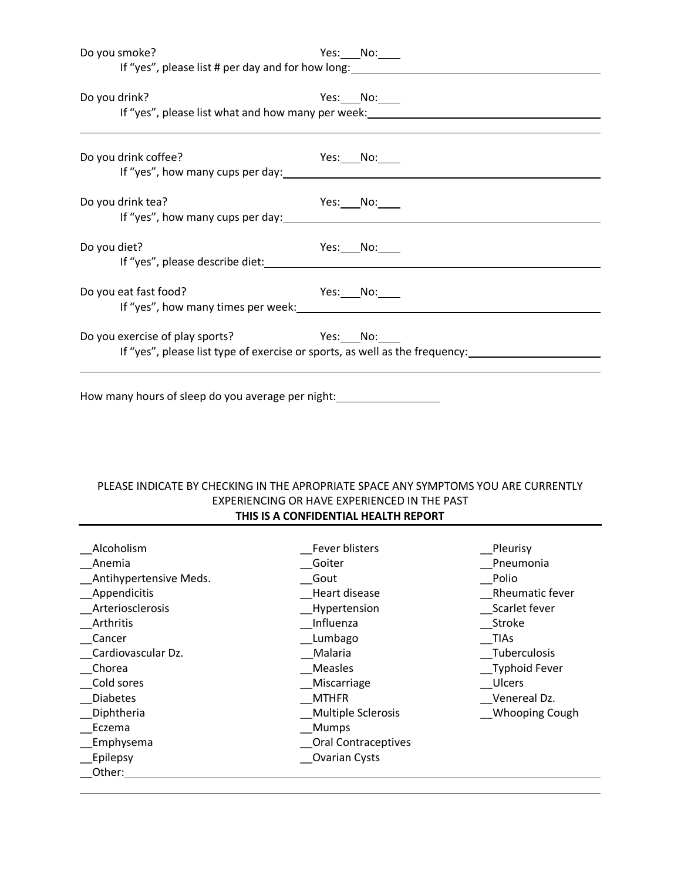Do you smoke? Yes:___ No:___

If "yes", please list # per day and for how long: ____________________

Do you drink? Yes:___ No:___

If "yes", please list what and how many per week: ____________________

____________________

Do you drink coffee? Yes:___ No:___

If "yes", how many cups per day: ____________________

Do you drink tea? Yes:___ No:___

If "yes", how many cups per day: ____________________

Do you diet? Yes:___ No:___

If "yes", please describe diet: ____________________

Do you eat fast food? Yes:___ No:___

If "yes", how many times per week: ____________________

Do you exercise of play sports? Yes:___ No:___

If "yes", please list type of exercise or sports, as well as the frequency: ____________________

____________________

How many hours of sleep do you average per night: ____________

PLEASE INDICATE BY CHECKING IN THE APROPRIATE SPACE ANY SYMPTOMS YOU ARE CURRENTLY EXPERIENCING OR HAVE EXPERIENCED IN THE PAST

**THIS IS A CONFIDENTIAL HEALTH REPORT**

__Alcoholism
__Anemia
__Antihypertensive Meds.
__Appendicitis
__Arteriosclerosis
__Arthritis
__Cancer
__Cardiovascular Dz.
__Chorea
__Cold sores
__Diabetes
__Diphtheria
__Eczema
__Emphysema
__Epilepsy
__Fever blisters
__Goiter
__Gout
__Heart disease
__Hypertension
__Influenza
__Lumbago
__Malaria
__Measles
__Miscarriage
__MTHFR
__Multiple Sclerosis
__Mumps
__Oral Contraceptives
__Ovarian Cysts
__Pleurisy
__Pneumonia
__Polio
__Rheumatic fever
__Scarlet fever
__Stroke
__TIAs
__Tuberculosis
__Typhoid Fever
__Ulcers
__Venereal Dz.
__Whooping Cough
__Other: ____________________

____________________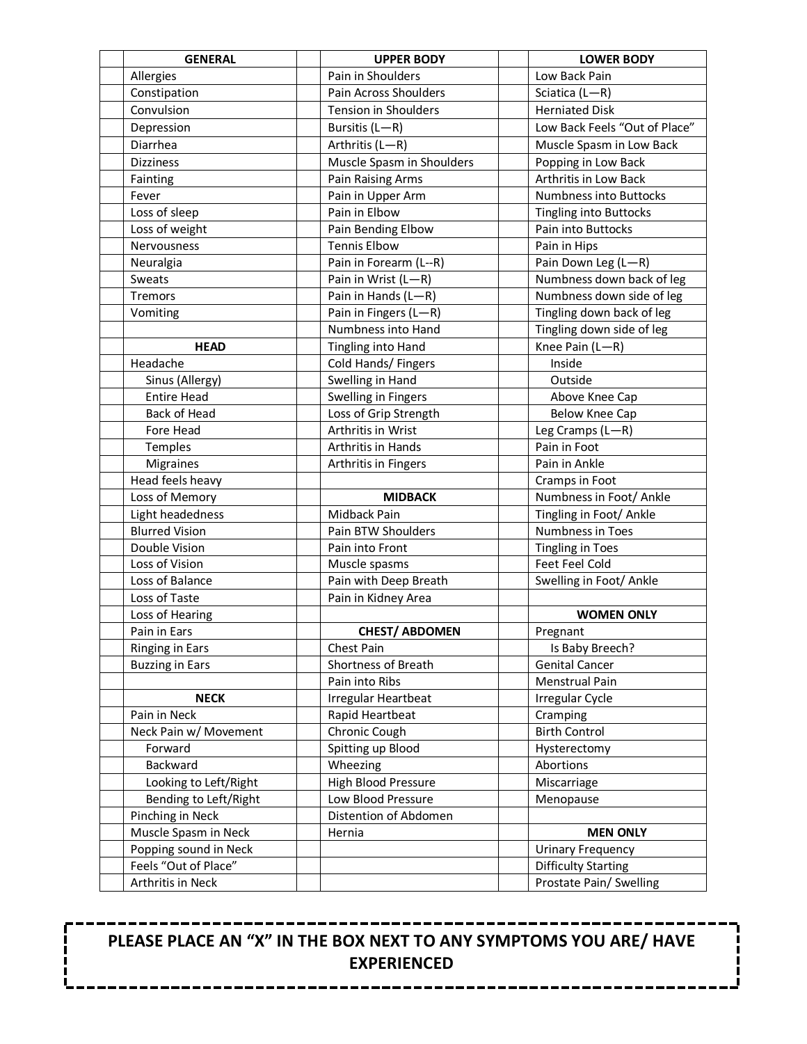| | GENERAL | | UPPER BODY | | LOWER BODY |
|---|---|---|---|---|---|
| | Allergies | | Pain in Shoulders | | Low Back Pain |
| | Constipation | | Pain Across Shoulders | | Sciatica (L—R) |
| | Convulsion | | Tension in Shoulders | | Herniated Disk |
| | Depression | | Bursitis (L—R) | | Low Back Feels "Out of Place" |
| | Diarrhea | | Arthritis (L—R) | | Muscle Spasm in Low Back |
| | Dizziness | | Muscle Spasm in Shoulders | | Popping in Low Back |
| | Fainting | | Pain Raising Arms | | Arthritis in Low Back |
| | Fever | | Pain in Upper Arm | | Numbness into Buttocks |
| | Loss of sleep | | Pain in Elbow | | Tingling into Buttocks |
| | Loss of weight | | Pain Bending Elbow | | Pain into Buttocks |
| | Nervousness | | Tennis Elbow | | Pain in Hips |
| | Neuralgia | | Pain in Forearm (L--R) | | Pain Down Leg (L—R) |
| | Sweats | | Pain in Wrist (L—R) | | Numbness down back of leg |
| | Tremors | | Pain in Hands (L—R) | | Numbness down side of leg |
| | Vomiting | | Pain in Fingers (L—R) | | Tingling down back of leg |
| | | | Numbness into Hand | | Tingling down side of leg |
| | **HEAD** | | Tingling into Hand | | Knee Pain (L—R) |
| | Headache | | Cold Hands/ Fingers | | Inside |
| | Sinus (Allergy) | | Swelling in Hand | | Outside |
| | Entire Head | | Swelling in Fingers | | Above Knee Cap |
| | Back of Head | | Loss of Grip Strength | | Below Knee Cap |
| | Fore Head | | Arthritis in Wrist | | Leg Cramps (L—R) |
| | Temples | | Arthritis in Hands | | Pain in Foot |
| | Migraines | | Arthritis in Fingers | | Pain in Ankle |
| | Head feels heavy | | | | Cramps in Foot |
| | Loss of Memory | | **MIDBACK** | | Numbness in Foot/ Ankle |
| | Light headedness | | Midback Pain | | Tingling in Foot/ Ankle |
| | Blurred Vision | | Pain BTW Shoulders | | Numbness in Toes |
| | Double Vision | | Pain into Front | | Tingling in Toes |
| | Loss of Vision | | Muscle spasms | | Feet Feel Cold |
| | Loss of Balance | | Pain with Deep Breath | | Swelling in Foot/ Ankle |
| | Loss of Taste | | Pain in Kidney Area | | |
| | Loss of Hearing | | | | **WOMEN ONLY** |
| | Pain in Ears | | **CHEST/ ABDOMEN** | | Pregnant |
| | Ringing in Ears | | Chest Pain | | Is Baby Breech? |
| | Buzzing in Ears | | Shortness of Breath | | Genital Cancer |
| | | | Pain into Ribs | | Menstrual Pain |
| | **NECK** | | Irregular Heartbeat | | Irregular Cycle |
| | Pain in Neck | | Rapid Heartbeat | | Cramping |
| | Neck Pain w/ Movement | | Chronic Cough | | Birth Control |
| | Forward | | Spitting up Blood | | Hysterectomy |
| | Backward | | Wheezing | | Abortions |
| | Looking to Left/Right | | High Blood Pressure | | Miscarriage |
| | Bending to Left/Right | | Low Blood Pressure | | Menopause |
| | Pinching in Neck | | Distention of Abdomen | | |
| | Muscle Spasm in Neck | | Hernia | | **MEN ONLY** |
| | Popping sound in Neck | | | | Urinary Frequency |
| | Feels "Out of Place" | | | | Difficulty Starting |
| | Arthritis in Neck | | | | Prostate Pain/ Swelling |

**PLEASE PLACE AN "X" IN THE BOX NEXT TO ANY SYMPTOMS YOU ARE/ HAVE EXPERIENCED**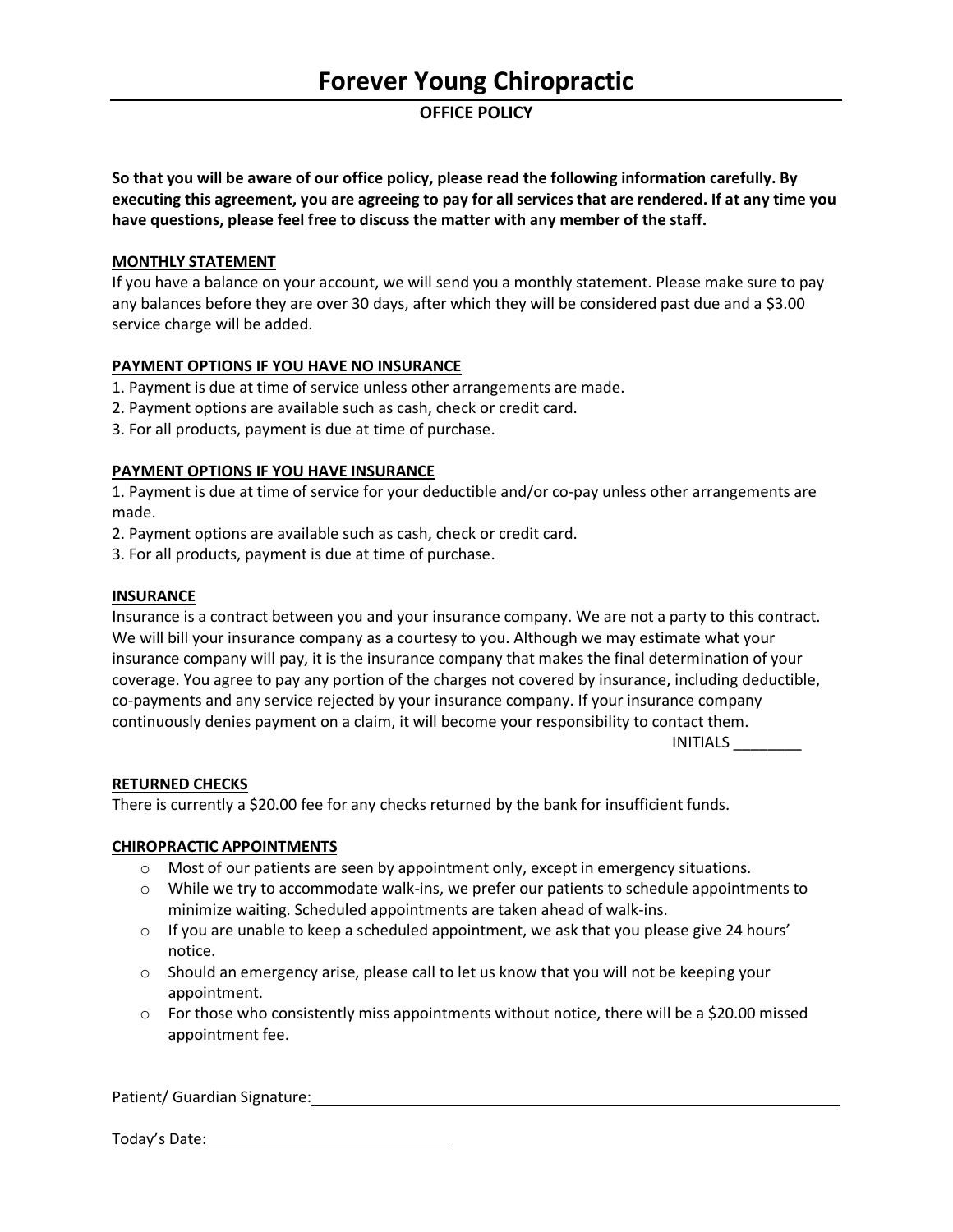# Forever Young Chiropractic

## OFFICE POLICY

**So that you will be aware of our office policy, please read the following information carefully. By executing this agreement, you are agreeing to pay for all services that are rendered. If at any time you have questions, please feel free to discuss the matter with any member of the staff.**

**MONTHLY STATEMENT**

If you have a balance on your account, we will send you a monthly statement. Please make sure to pay any balances before they are over 30 days, after which they will be considered past due and a $3.00 service charge will be added.

**PAYMENT OPTIONS IF YOU HAVE NO INSURANCE**

1. Payment is due at time of service unless other arrangements are made.
2. Payment options are available such as cash, check or credit card.
3. For all products, payment is due at time of purchase.

**PAYMENT OPTIONS IF YOU HAVE INSURANCE**

1. Payment is due at time of service for your deductible and/or co-pay unless other arrangements are made.
2. Payment options are available such as cash, check or credit card.
3. For all products, payment is due at time of purchase.

**INSURANCE**

Insurance is a contract between you and your insurance company. We are not a party to this contract. We will bill your insurance company as a courtesy to you. Although we may estimate what your insurance company will pay, it is the insurance company that makes the final determination of your coverage. You agree to pay any portion of the charges not covered by insurance, including deductible, co-payments and any service rejected by your insurance company. If your insurance company continuously denies payment on a claim, it will become your responsibility to contact them.

INITIALS ________

**RETURNED CHECKS**

There is currently a $20.00 fee for any checks returned by the bank for insufficient funds.

**CHIROPRACTIC APPOINTMENTS**

- Most of our patients are seen by appointment only, except in emergency situations.
- While we try to accommodate walk-ins, we prefer our patients to schedule appointments to minimize waiting. Scheduled appointments are taken ahead of walk-ins.
- If you are unable to keep a scheduled appointment, we ask that you please give 24 hours' notice.
- Should an emergency arise, please call to let us know that you will not be keeping your appointment.
- For those who consistently miss appointments without notice, there will be a $20.00 missed appointment fee.

Patient/ Guardian Signature: ______________________________________________

Today's Date: ____________________________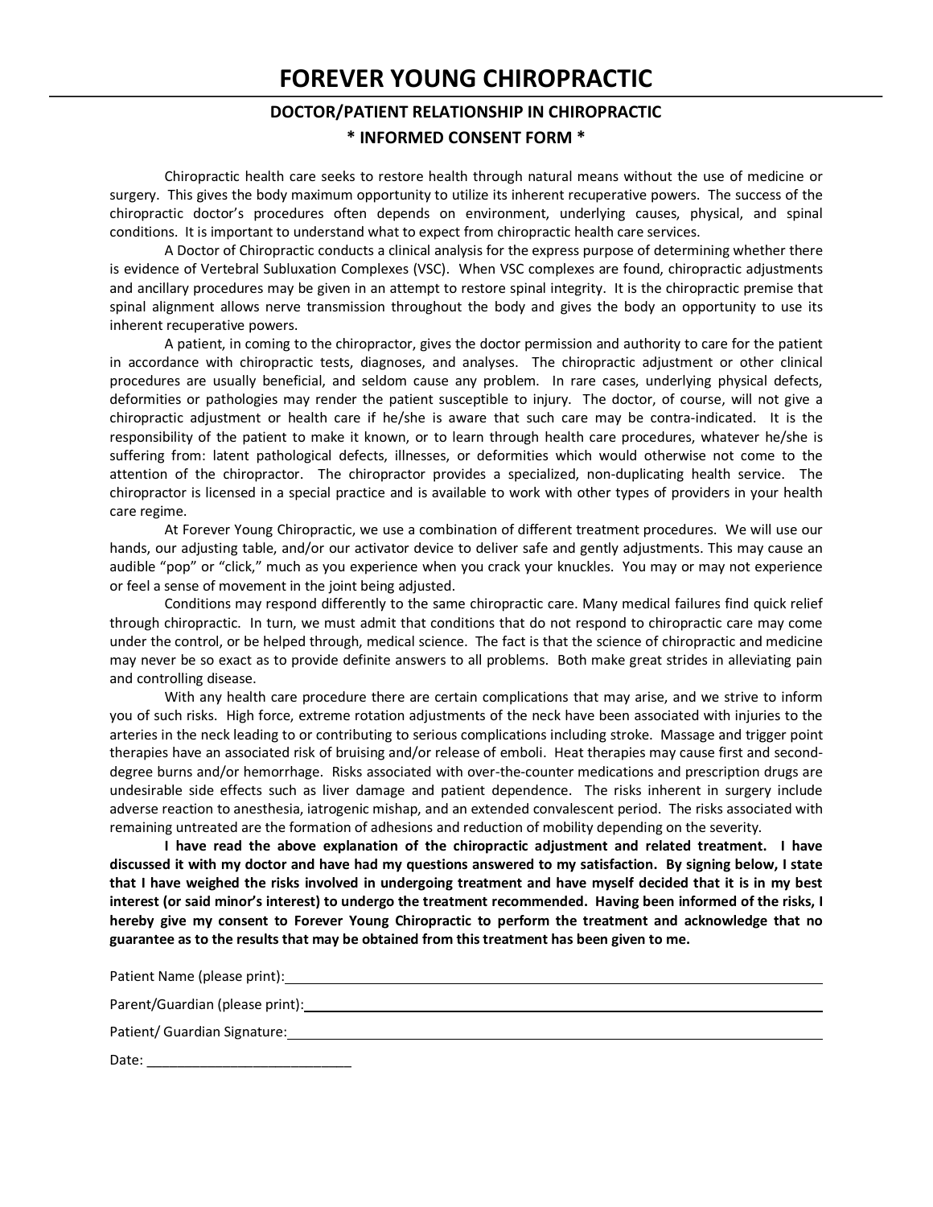# FOREVER YOUNG CHIROPRACTIC

## DOCTOR/PATIENT RELATIONSHIP IN CHIROPRACTIC

## * INFORMED CONSENT FORM *

Chiropractic health care seeks to restore health through natural means without the use of medicine or surgery. This gives the body maximum opportunity to utilize its inherent recuperative powers. The success of the chiropractic doctor's procedures often depends on environment, underlying causes, physical, and spinal conditions. It is important to understand what to expect from chiropractic health care services.

A Doctor of Chiropractic conducts a clinical analysis for the express purpose of determining whether there is evidence of Vertebral Subluxation Complexes (VSC). When VSC complexes are found, chiropractic adjustments and ancillary procedures may be given in an attempt to restore spinal integrity. It is the chiropractic premise that spinal alignment allows nerve transmission throughout the body and gives the body an opportunity to use its inherent recuperative powers.

A patient, in coming to the chiropractor, gives the doctor permission and authority to care for the patient in accordance with chiropractic tests, diagnoses, and analyses. The chiropractic adjustment or other clinical procedures are usually beneficial, and seldom cause any problem. In rare cases, underlying physical defects, deformities or pathologies may render the patient susceptible to injury. The doctor, of course, will not give a chiropractic adjustment or health care if he/she is aware that such care may be contra-indicated. It is the responsibility of the patient to make it known, or to learn through health care procedures, whatever he/she is suffering from: latent pathological defects, illnesses, or deformities which would otherwise not come to the attention of the chiropractor. The chiropractor provides a specialized, non-duplicating health service. The chiropractor is licensed in a special practice and is available to work with other types of providers in your health care regime.

At Forever Young Chiropractic, we use a combination of different treatment procedures. We will use our hands, our adjusting table, and/or our activator device to deliver safe and gently adjustments. This may cause an audible "pop" or "click," much as you experience when you crack your knuckles. You may or may not experience or feel a sense of movement in the joint being adjusted.

Conditions may respond differently to the same chiropractic care. Many medical failures find quick relief through chiropractic. In turn, we must admit that conditions that do not respond to chiropractic care may come under the control, or be helped through, medical science. The fact is that the science of chiropractic and medicine may never be so exact as to provide definite answers to all problems. Both make great strides in alleviating pain and controlling disease.

With any health care procedure there are certain complications that may arise, and we strive to inform you of such risks. High force, extreme rotation adjustments of the neck have been associated with injuries to the arteries in the neck leading to or contributing to serious complications including stroke. Massage and trigger point therapies have an associated risk of bruising and/or release of emboli. Heat therapies may cause first and second-degree burns and/or hemorrhage. Risks associated with over-the-counter medications and prescription drugs are undesirable side effects such as liver damage and patient dependence. The risks inherent in surgery include adverse reaction to anesthesia, iatrogenic mishap, and an extended convalescent period. The risks associated with remaining untreated are the formation of adhesions and reduction of mobility depending on the severity.

**I have read the above explanation of the chiropractic adjustment and related treatment. I have discussed it with my doctor and have had my questions answered to my satisfaction. By signing below, I state that I have weighed the risks involved in undergoing treatment and have myself decided that it is in my best interest (or said minor's interest) to undergo the treatment recommended. Having been informed of the risks, I hereby give my consent to Forever Young Chiropractic to perform the treatment and acknowledge that no guarantee as to the results that may be obtained from this treatment has been given to me.**

Patient Name (please print): ____________________

Parent/Guardian (please print): ____________________

Patient/ Guardian Signature: ____________________

Date: ___________________________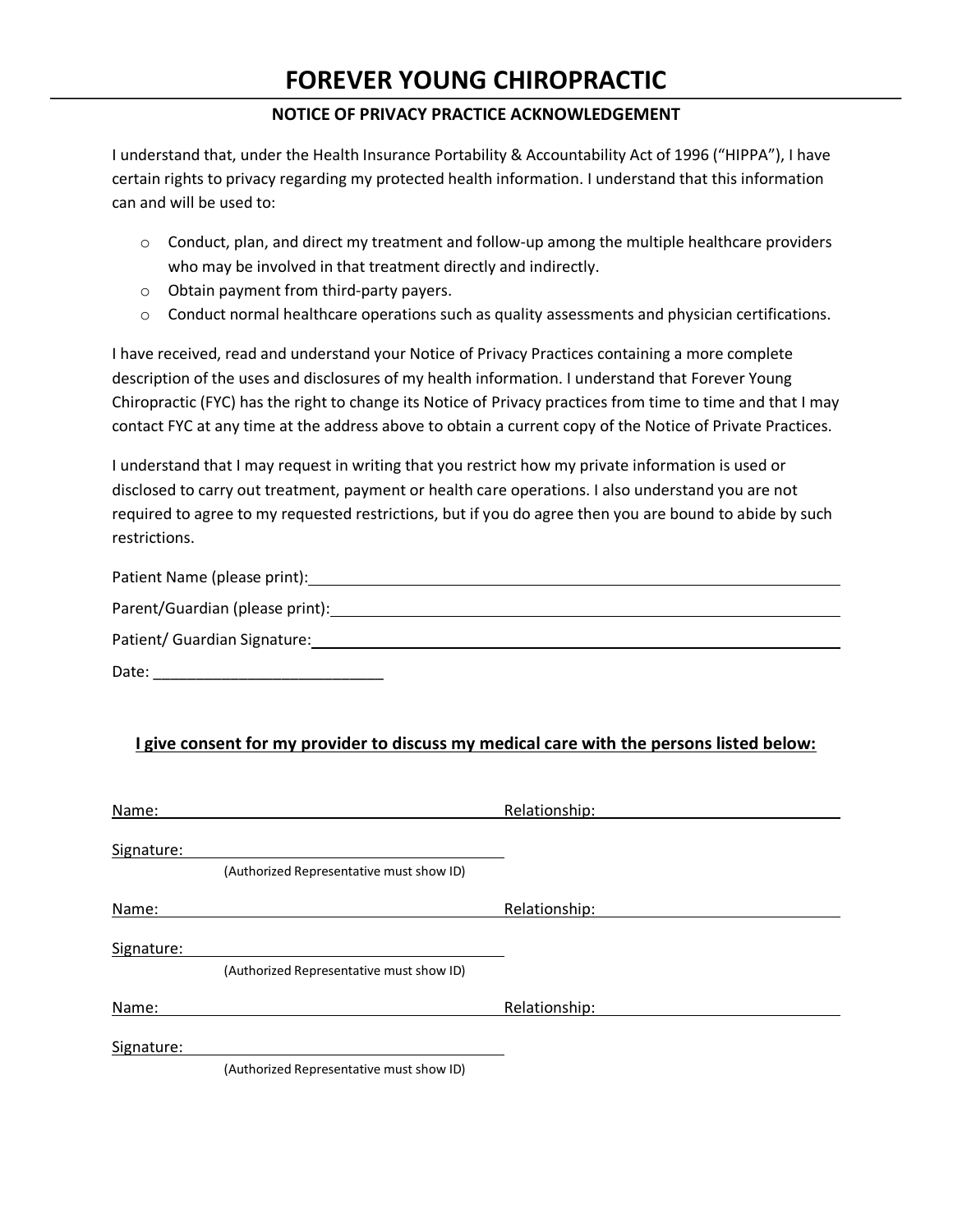# FOREVER YOUNG CHIROPRACTIC

## NOTICE OF PRIVACY PRACTICE ACKNOWLEDGEMENT

I understand that, under the Health Insurance Portability & Accountability Act of 1996 ("HIPPA"), I have certain rights to privacy regarding my protected health information. I understand that this information can and will be used to:

- Conduct, plan, and direct my treatment and follow-up among the multiple healthcare providers who may be involved in that treatment directly and indirectly.
- Obtain payment from third-party payers.
- Conduct normal healthcare operations such as quality assessments and physician certifications.

I have received, read and understand your Notice of Privacy Practices containing a more complete description of the uses and disclosures of my health information. I understand that Forever Young Chiropractic (FYC) has the right to change its Notice of Privacy practices from time to time and that I may contact FYC at any time at the address above to obtain a current copy of the Notice of Private Practices.

I understand that I may request in writing that you restrict how my private information is used or disclosed to carry out treatment, payment or health care operations. I also understand you are not required to agree to my requested restrictions, but if you do agree then you are bound to abide by such restrictions.

Patient Name (please print): ______________________________

Parent/Guardian (please print): ______________________________

Patient/ Guardian Signature: ______________________________

Date: ___________________________

**I give consent for my provider to discuss my medical care with the persons listed below:**

Name: ______________________________ Relationship: ______________________________

Signature: ______________________________
(Authorized Representative must show ID)

Name: ______________________________ Relationship: ______________________________

Signature: ______________________________
(Authorized Representative must show ID)

Name: ______________________________ Relationship: ______________________________

Signature: ______________________________
(Authorized Representative must show ID)